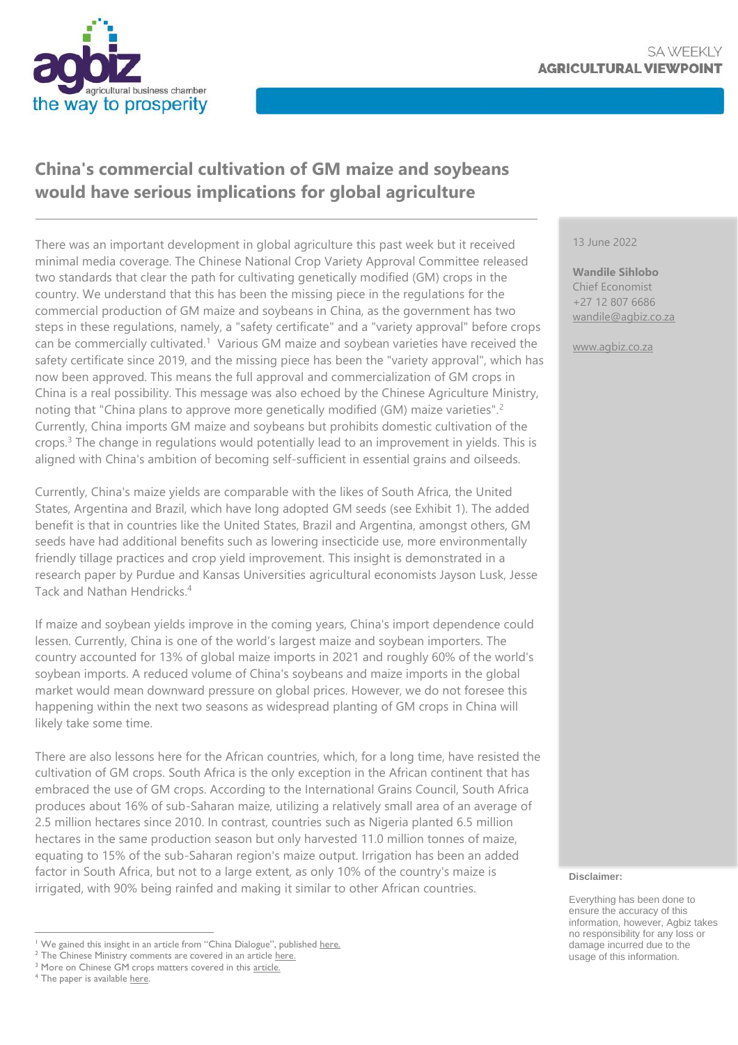SA WEEKLY
**AGRICULTURAL VIEWPOINT**

# China's commercial cultivation of GM maize and soybeans would have serious implications for global agriculture

13 June 2022

**Wandile Sihlobo**
Chief Economist
+27 12 807 6686
wandile@agbiz.co.za

www.agbiz.co.za

There was an important development in global agriculture this past week but it received minimal media coverage. The Chinese National Crop Variety Approval Committee released two standards that clear the path for cultivating genetically modified (GM) crops in the country. We understand that this has been the missing piece in the regulations for the commercial production of GM maize and soybeans in China, as the government has two steps in these regulations, namely, a "safety certificate" and a "variety approval" before crops can be commercially cultivated.[1] Various GM maize and soybean varieties have received the safety certificate since 2019, and the missing piece has been the "variety approval", which has now been approved. This means the full approval and commercialization of GM crops in China is a real possibility. This message was also echoed by the Chinese Agriculture Ministry, noting that "China plans to approve more genetically modified (GM) maize varieties".[2] Currently, China imports GM maize and soybeans but prohibits domestic cultivation of the crops.[3] The change in regulations would potentially lead to an improvement in yields. This is aligned with China's ambition of becoming self-sufficient in essential grains and oilseeds.

Currently, China's maize yields are comparable with the likes of South Africa, the United States, Argentina and Brazil, which have long adopted GM seeds (see Exhibit 1). The added benefit is that in countries like the United States, Brazil and Argentina, amongst others, GM seeds have had additional benefits such as lowering insecticide use, more environmentally friendly tillage practices and crop yield improvement. This insight is demonstrated in a research paper by Purdue and Kansas Universities agricultural economists Jayson Lusk, Jesse Tack and Nathan Hendricks.[4]

If maize and soybean yields improve in the coming years, China's import dependence could lessen. Currently, China is one of the world's largest maize and soybean importers. The country accounted for 13% of global maize imports in 2021 and roughly 60% of the world's soybean imports. A reduced volume of China's soybeans and maize imports in the global market would mean downward pressure on global prices. However, we do not foresee this happening within the next two seasons as widespread planting of GM crops in China will likely take some time.

There are also lessons here for the African countries, which, for a long time, have resisted the cultivation of GM crops. South Africa is the only exception in the African continent that has embraced the use of GM crops. According to the International Grains Council, South Africa produces about 16% of sub-Saharan maize, utilizing a relatively small area of an average of 2.5 million hectares since 2010. In contrast, countries such as Nigeria planted 6.5 million hectares in the same production season but only harvested 11.0 million tonnes of maize, equating to 15% of the sub-Saharan region's maize output. Irrigation has been an added factor in South Africa, but not to a large extent, as only 10% of the country's maize is irrigated, with 90% being rainfed and making it similar to other African countries.

**Disclaimer:**

Everything has been done to ensure the accuracy of this information, however, Agbiz takes no responsibility for any loss or damage incurred due to the usage of this information.

---

[1] We gained this insight in an article from "China Dialogue", published here.
[2] The Chinese Ministry comments are covered in an article here.
[3] More on Chinese GM crops matters covered in this article.
[4] The paper is available here.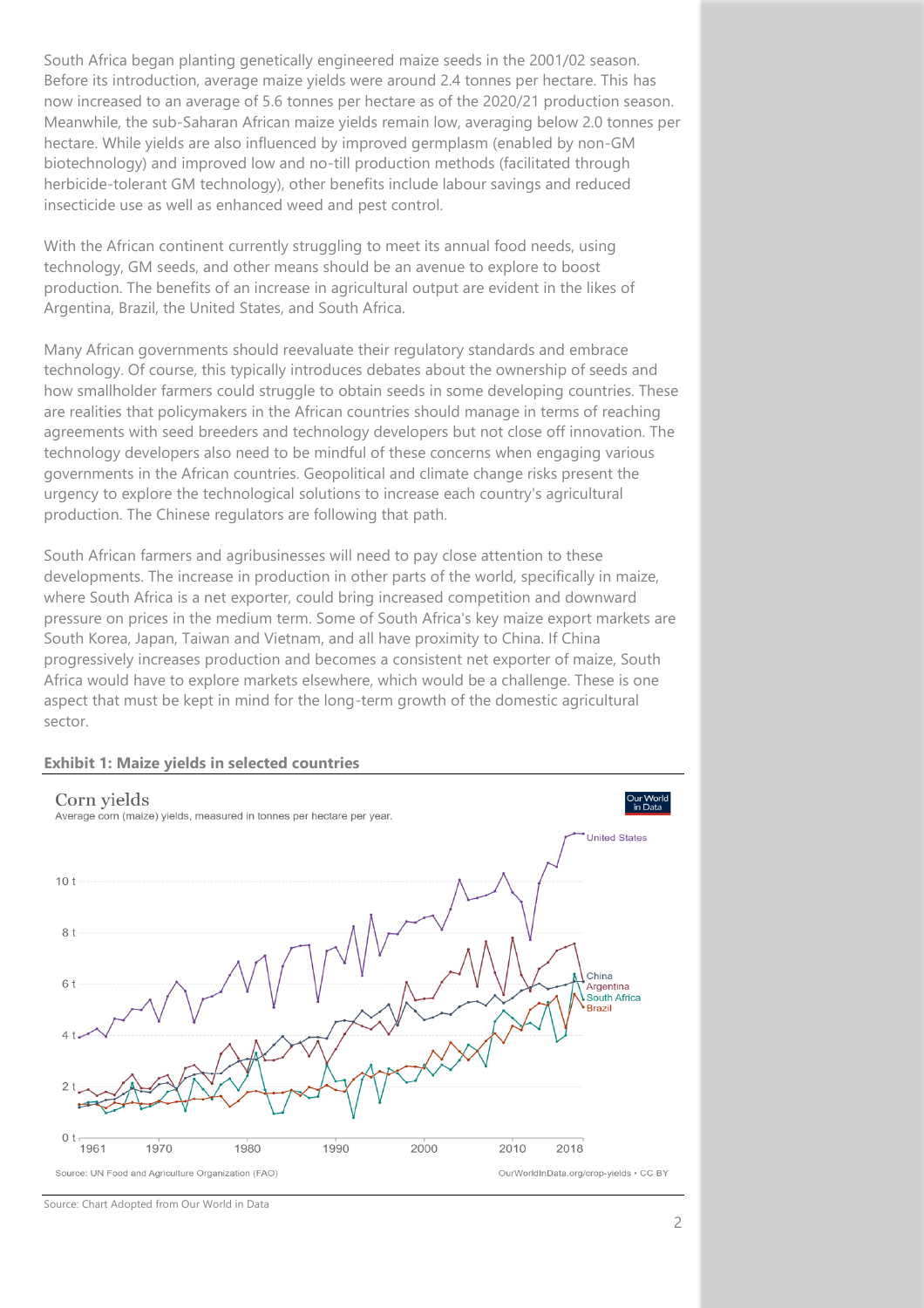South Africa began planting genetically engineered maize seeds in the 2001/02 season. Before its introduction, average maize yields were around 2.4 tonnes per hectare. This has now increased to an average of 5.6 tonnes per hectare as of the 2020/21 production season. Meanwhile, the sub-Saharan African maize yields remain low, averaging below 2.0 tonnes per hectare. While yields are also influenced by improved germplasm (enabled by non-GM biotechnology) and improved low and no-till production methods (facilitated through herbicide-tolerant GM technology), other benefits include labour savings and reduced insecticide use as well as enhanced weed and pest control.

With the African continent currently struggling to meet its annual food needs, using technology, GM seeds, and other means should be an avenue to explore to boost production. The benefits of an increase in agricultural output are evident in the likes of Argentina, Brazil, the United States, and South Africa.

Many African governments should reevaluate their regulatory standards and embrace technology. Of course, this typically introduces debates about the ownership of seeds and how smallholder farmers could struggle to obtain seeds in some developing countries. These are realities that policymakers in the African countries should manage in terms of reaching agreements with seed breeders and technology developers but not close off innovation. The technology developers also need to be mindful of these concerns when engaging various governments in the African countries. Geopolitical and climate change risks present the urgency to explore the technological solutions to increase each country's agricultural production. The Chinese regulators are following that path.

South African farmers and agribusinesses will need to pay close attention to these developments. The increase in production in other parts of the world, specifically in maize, where South Africa is a net exporter, could bring increased competition and downward pressure on prices in the medium term. Some of South Africa's key maize export markets are South Korea, Japan, Taiwan and Vietnam, and all have proximity to China. If China progressively increases production and becomes a consistent net exporter of maize, South Africa would have to explore markets elsewhere, which would be a challenge. These is one aspect that must be kept in mind for the long-term growth of the domestic agricultural sector.

**Exhibit 1: Maize yields in selected countries**

Corn yields

Average corn (maize) yields, measured in tonnes per hectare per year.

Source: UN Food and Agriculture Organization (FAO) — OurWorldInData.org/crop-yields • CC BY

Source: Chart Adopted from Our World in Data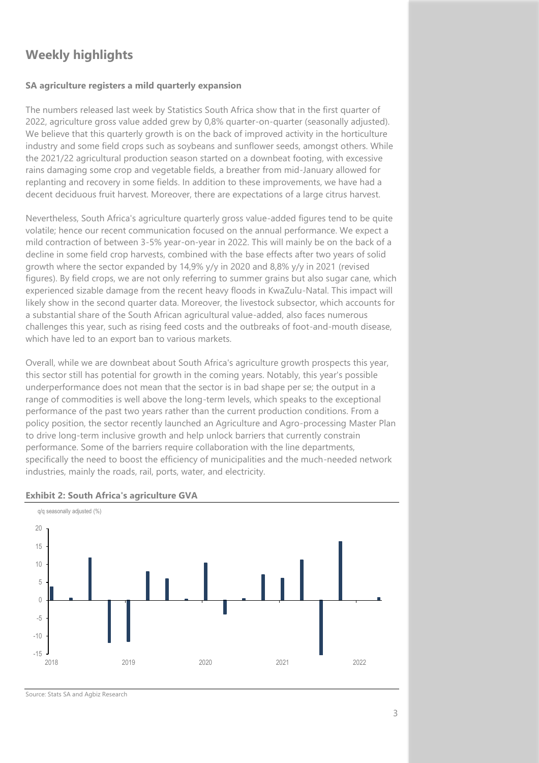## Weekly highlights

**SA agriculture registers a mild quarterly expansion**

The numbers released last week by Statistics South Africa show that in the first quarter of 2022, agriculture gross value added grew by 0,8% quarter-on-quarter (seasonally adjusted). We believe that this quarterly growth is on the back of improved activity in the horticulture industry and some field crops such as soybeans and sunflower seeds, amongst others. While the 2021/22 agricultural production season started on a downbeat footing, with excessive rains damaging some crop and vegetable fields, a breather from mid-January allowed for replanting and recovery in some fields. In addition to these improvements, we have had a decent deciduous fruit harvest. Moreover, there are expectations of a large citrus harvest.

Nevertheless, South Africa's agriculture quarterly gross value-added figures tend to be quite volatile; hence our recent communication focused on the annual performance. We expect a mild contraction of between 3-5% year-on-year in 2022. This will mainly be on the back of a decline in some field crop harvests, combined with the base effects after two years of solid growth where the sector expanded by 14,9% y/y in 2020 and 8,8% y/y in 2021 (revised figures). By field crops, we are not only referring to summer grains but also sugar cane, which experienced sizable damage from the recent heavy floods in KwaZulu-Natal. This impact will likely show in the second quarter data. Moreover, the livestock subsector, which accounts for a substantial share of the South African agricultural value-added, also faces numerous challenges this year, such as rising feed costs and the outbreaks of foot-and-mouth disease, which have led to an export ban to various markets.

Overall, while we are downbeat about South Africa's agriculture growth prospects this year, this sector still has potential for growth in the coming years. Notably, this year's possible underperformance does not mean that the sector is in bad shape per se; the output in a range of commodities is well above the long-term levels, which speaks to the exceptional performance of the past two years rather than the current production conditions. From a policy position, the sector recently launched an Agriculture and Agro-processing Master Plan to drive long-term inclusive growth and help unlock barriers that currently constrain performance. Some of the barriers require collaboration with the line departments, specifically the need to boost the efficiency of municipalities and the much-needed network industries, mainly the roads, rail, ports, water, and electricity.

**Exhibit 2: South Africa's agriculture GVA**

Source: Stats SA and Agbiz Research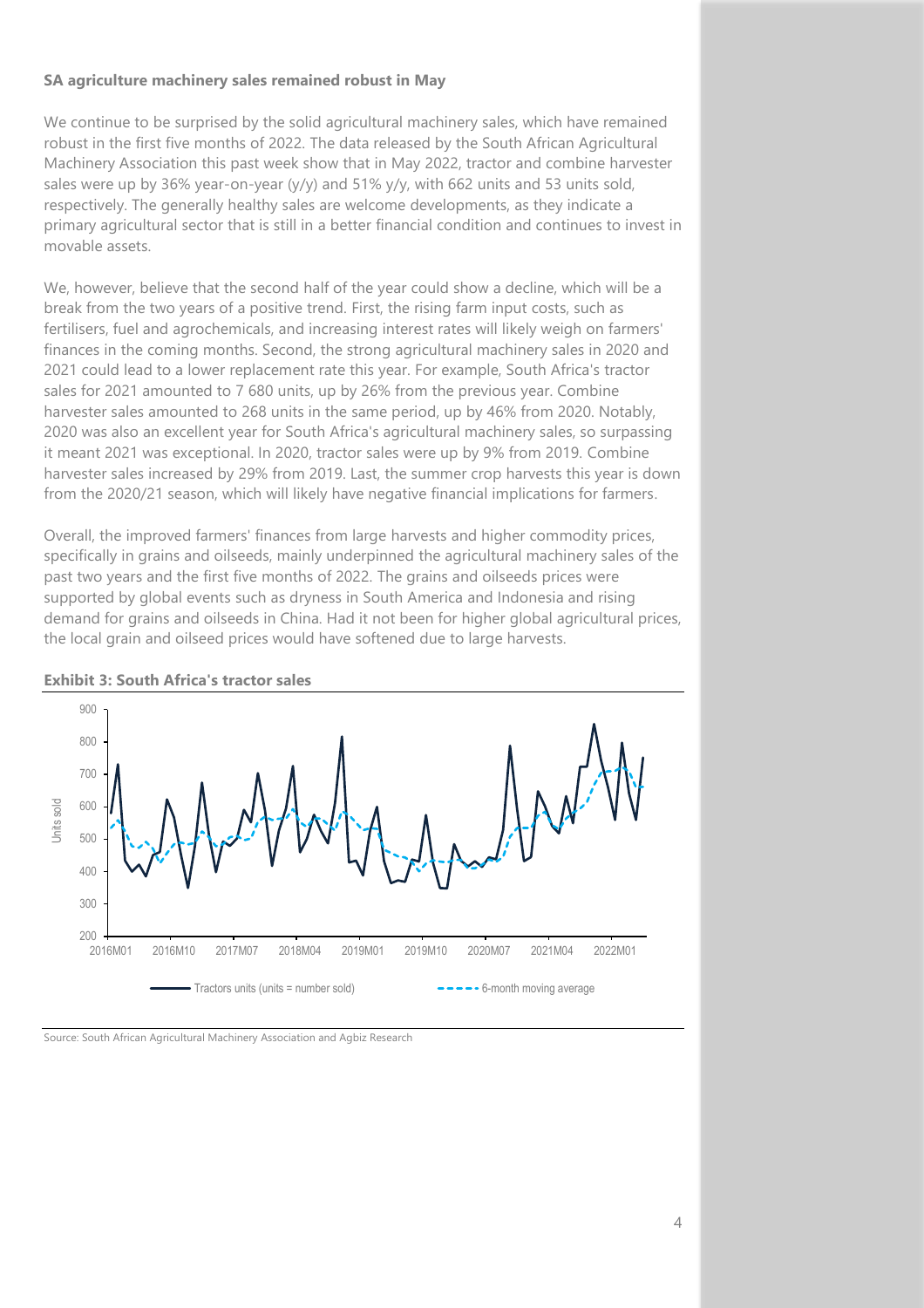**SA agriculture machinery sales remained robust in May**

We continue to be surprised by the solid agricultural machinery sales, which have remained robust in the first five months of 2022. The data released by the South African Agricultural Machinery Association this past week show that in May 2022, tractor and combine harvester sales were up by 36% year-on-year (y/y) and 51% y/y, with 662 units and 53 units sold, respectively. The generally healthy sales are welcome developments, as they indicate a primary agricultural sector that is still in a better financial condition and continues to invest in movable assets.

We, however, believe that the second half of the year could show a decline, which will be a break from the two years of a positive trend. First, the rising farm input costs, such as fertilisers, fuel and agrochemicals, and increasing interest rates will likely weigh on farmers' finances in the coming months. Second, the strong agricultural machinery sales in 2020 and 2021 could lead to a lower replacement rate this year. For example, South Africa's tractor sales for 2021 amounted to 7 680 units, up by 26% from the previous year. Combine harvester sales amounted to 268 units in the same period, up by 46% from 2020. Notably, 2020 was also an excellent year for South Africa's agricultural machinery sales, so surpassing it meant 2021 was exceptional. In 2020, tractor sales were up by 9% from 2019. Combine harvester sales increased by 29% from 2019. Last, the summer crop harvests this year is down from the 2020/21 season, which will likely have negative financial implications for farmers.

Overall, the improved farmers' finances from large harvests and higher commodity prices, specifically in grains and oilseeds, mainly underpinned the agricultural machinery sales of the past two years and the first five months of 2022. The grains and oilseeds prices were supported by global events such as dryness in South America and Indonesia and rising demand for grains and oilseeds in China. Had it not been for higher global agricultural prices, the local grain and oilseed prices would have softened due to large harvests.

**Exhibit 3: South Africa's tractor sales**

Source: South African Agricultural Machinery Association and Agbiz Research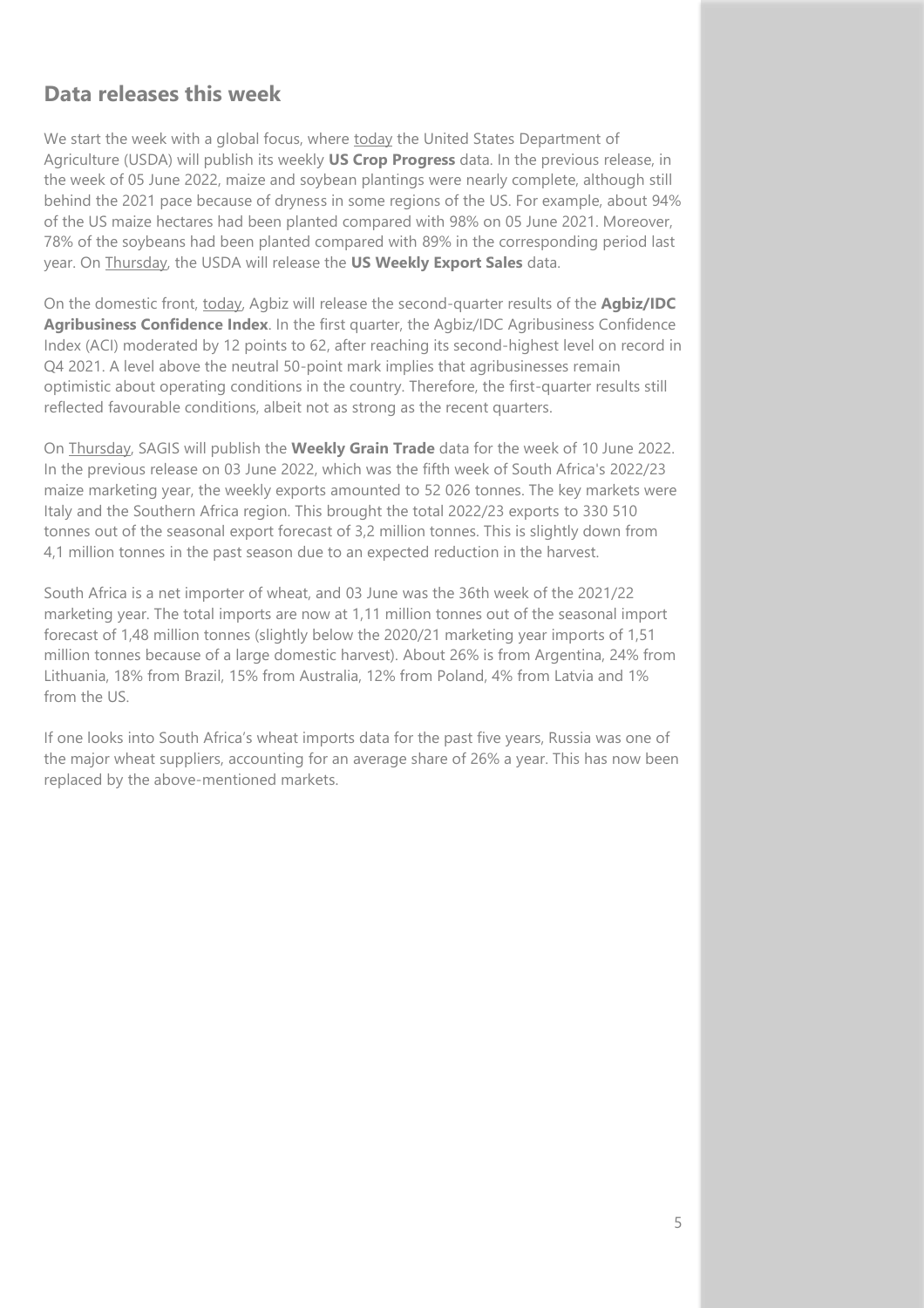## Data releases this week

We start the week with a global focus, where today the United States Department of Agriculture (USDA) will publish its weekly **US Crop Progress** data. In the previous release, in the week of 05 June 2022, maize and soybean plantings were nearly complete, although still behind the 2021 pace because of dryness in some regions of the US. For example, about 94% of the US maize hectares had been planted compared with 98% on 05 June 2021. Moreover, 78% of the soybeans had been planted compared with 89% in the corresponding period last year. On Thursday, the USDA will release the **US Weekly Export Sales** data.

On the domestic front, today, Agbiz will release the second-quarter results of the **Agbiz/IDC Agribusiness Confidence Index**. In the first quarter, the Agbiz/IDC Agribusiness Confidence Index (ACI) moderated by 12 points to 62, after reaching its second-highest level on record in Q4 2021. A level above the neutral 50-point mark implies that agribusinesses remain optimistic about operating conditions in the country. Therefore, the first-quarter results still reflected favourable conditions, albeit not as strong as the recent quarters.

On Thursday, SAGIS will publish the **Weekly Grain Trade** data for the week of 10 June 2022. In the previous release on 03 June 2022, which was the fifth week of South Africa's 2022/23 maize marketing year, the weekly exports amounted to 52 026 tonnes. The key markets were Italy and the Southern Africa region. This brought the total 2022/23 exports to 330 510 tonnes out of the seasonal export forecast of 3,2 million tonnes. This is slightly down from 4,1 million tonnes in the past season due to an expected reduction in the harvest.

South Africa is a net importer of wheat, and 03 June was the 36th week of the 2021/22 marketing year. The total imports are now at 1,11 million tonnes out of the seasonal import forecast of 1,48 million tonnes (slightly below the 2020/21 marketing year imports of 1,51 million tonnes because of a large domestic harvest). About 26% is from Argentina, 24% from Lithuania, 18% from Brazil, 15% from Australia, 12% from Poland, 4% from Latvia and 1% from the US.

If one looks into South Africa's wheat imports data for the past five years, Russia was one of the major wheat suppliers, accounting for an average share of 26% a year. This has now been replaced by the above-mentioned markets.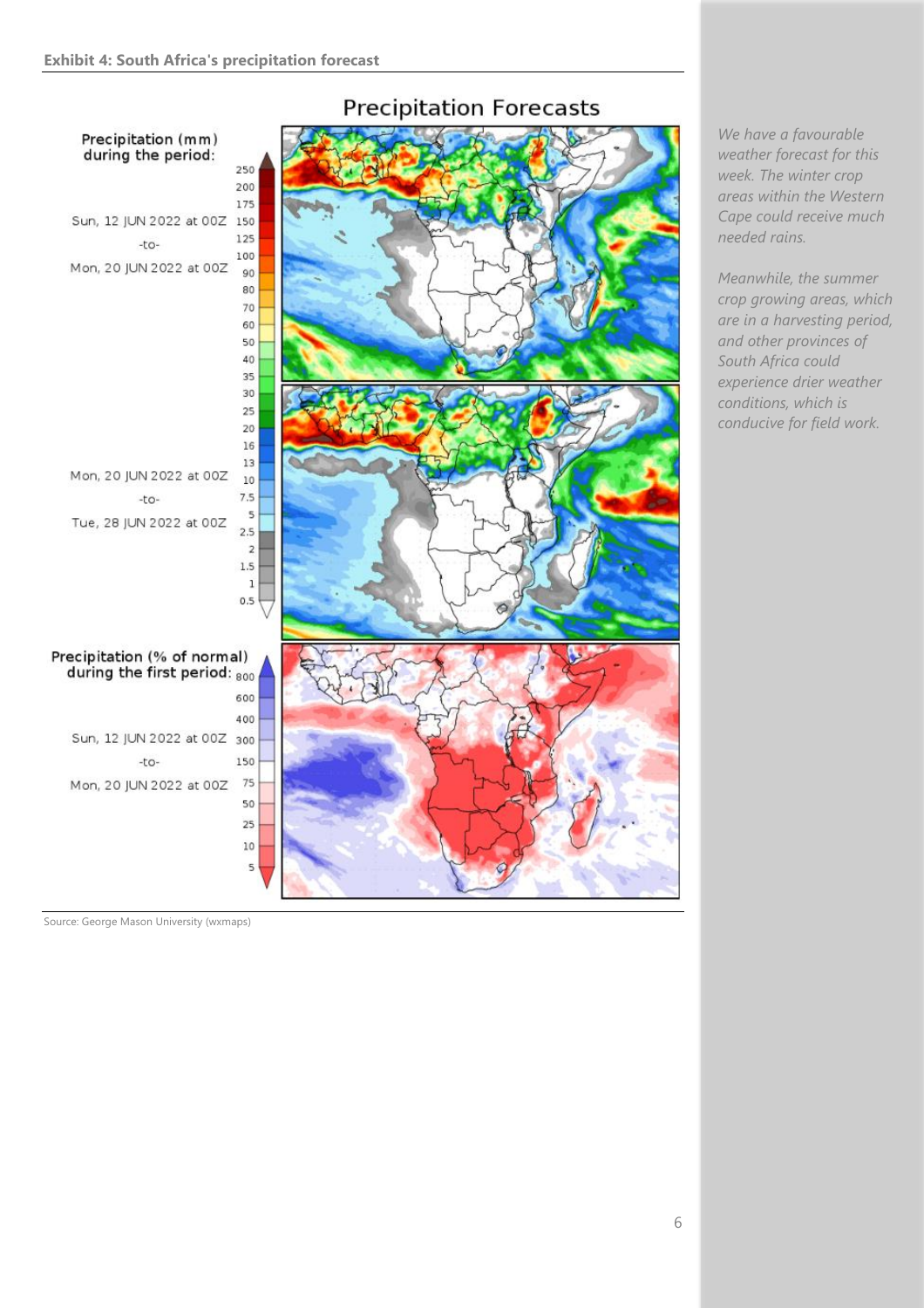**Exhibit 4: South Africa's precipitation forecast**

Precipitation Forecasts

Precipitation (mm) during the period:

Sun, 12 JUN 2022 at 00Z -to- Mon, 20 JUN 2022 at 00Z

Mon, 20 JUN 2022 at 00Z -to- Tue, 28 JUN 2022 at 00Z

250 200 175 150 125 100 90 80 70 60 50 40 35 30 25 20 16 13 10 7.5 5 2.5 2 1.5 1 0.5

Precipitation (% of normal) during the first period:

Sun, 12 JUN 2022 at 00Z -to- Mon, 20 JUN 2022 at 00Z

800 600 400 300 150 75 50 25 10 5

Source: George Mason University (wxmaps)

*We have a favourable weather forecast for this week. The winter crop areas within the Western Cape could receive much needed rains.*

*Meanwhile, the summer crop growing areas, which are in a harvesting period, and other provinces of South Africa could experience drier weather conditions, which is conducive for field work.*